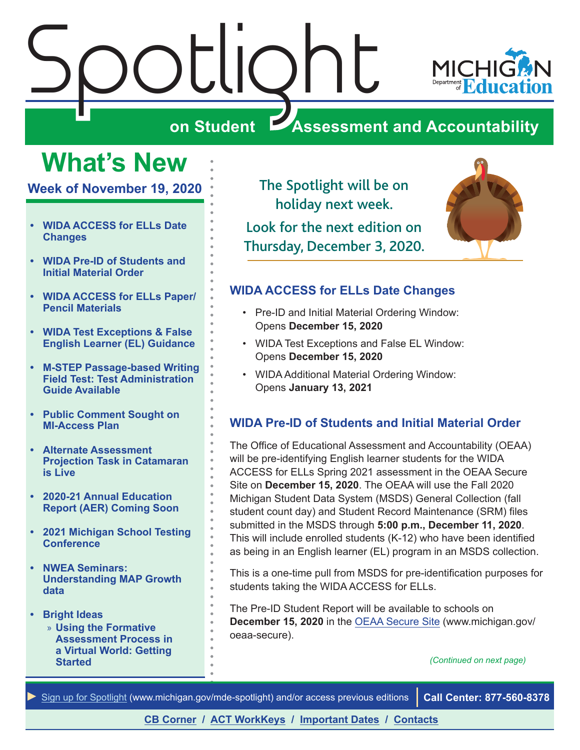# Spotlight

## on Student Assessment and Accountability

Michigan Department of Education

# What's New

### Week of November 19, 2020

- **WIDA ACCESS for ELLs Date Changes**
- **WIDA Pre-ID of Students and Initial Material Order**
- **WIDA ACCESS for ELLs Paper/ Pencil Materials**
- **WIDA Test Exceptions & False English Learner (EL) Guidance**
- **M-STEP Passage-based Writing Field Test: Test Administration Guide Available**
- **Public Comment Sought on MI-Access Plan**
- **Alternate Assessment Projection Task in Catamaran is Live**
- **2020-21 Annual Education Report (AER) Coming Soon**
- **2021 Michigan School Testing Conference**
- **NWEA Seminars: Understanding MAP Growth data**
- **Bright Ideas**
  - **Using the Formative Assessment Process in a Virtual World: Getting Started**

The Spotlight will be on holiday next week.

Look for the next edition on Thursday, December 3, 2020.

## WIDA ACCESS for ELLs Date Changes

- Pre-ID and Initial Material Ordering Window: Opens **December 15, 2020**
- WIDA Test Exceptions and False EL Window: Opens **December 15, 2020**
- WIDA Additional Material Ordering Window: Opens **January 13, 2021**

## WIDA Pre-ID of Students and Initial Material Order

The Office of Educational Assessment and Accountability (OEAA) will be pre-identifying English learner students for the WIDA ACCESS for ELLs Spring 2021 assessment in the OEAA Secure Site on **December 15, 2020**. The OEAA will use the Fall 2020 Michigan Student Data System (MSDS) General Collection (fall student count day) and Student Record Maintenance (SRM) files submitted in the MSDS through **5:00 p.m., December 11, 2020**. This will include enrolled students (K-12) who have been identified as being in an English learner (EL) program in an MSDS collection.

This is a one-time pull from MSDS for pre-identification purposes for students taking the WIDA ACCESS for ELLs.

The Pre-ID Student Report will be available to schools on **December 15, 2020** in the OEAA Secure Site (www.michigan.gov/oeaa-secure).

*(Continued on next page)*

Sign up for Spotlight (www.michigan.gov/mde-spotlight) and/or access previous editions | **Call Center: 877-560-8378**

**CB Corner / ACT WorkKeys / Important Dates / Contacts**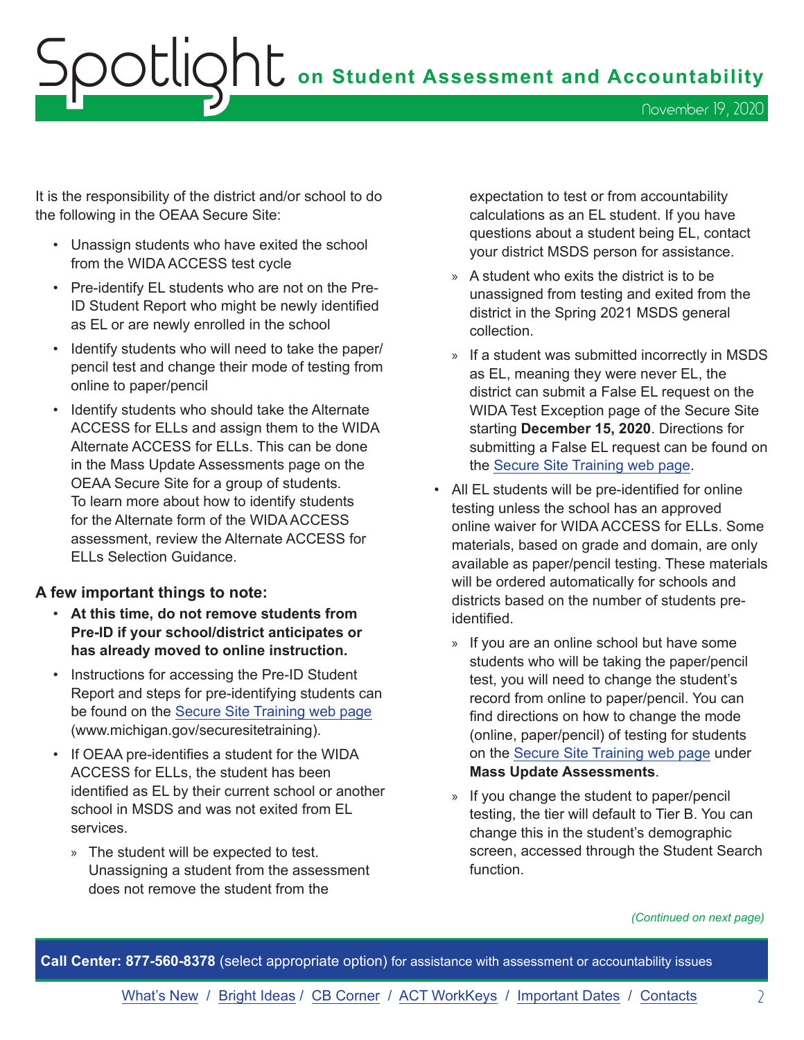It is the responsibility of the district and/or school to do the following in the OEAA Secure Site:

- Unassign students who have exited the school from the WIDA ACCESS test cycle
- Pre-identify EL students who are not on the Pre-ID Student Report who might be newly identified as EL or are newly enrolled in the school
- Identify students who will need to take the paper/pencil test and change their mode of testing from online to paper/pencil
- Identify students who should take the Alternate ACCESS for ELLs and assign them to the WIDA Alternate ACCESS for ELLs. This can be done in the Mass Update Assessments page on the OEAA Secure Site for a group of students. To learn more about how to identify students for the Alternate form of the WIDA ACCESS assessment, review the Alternate ACCESS for ELLs Selection Guidance.

### A few important things to note:

- **At this time, do not remove students from Pre-ID if your school/district anticipates or has already moved to online instruction.**
- Instructions for accessing the Pre-ID Student Report and steps for pre-identifying students can be found on the Secure Site Training web page (www.michigan.gov/securesitetraining).
- If OEAA pre-identifies a student for the WIDA ACCESS for ELLs, the student has been identified as EL by their current school or another school in MSDS and was not exited from EL services.
  - The student will be expected to test. Unassigning a student from the assessment does not remove the student from the expectation to test or from accountability calculations as an EL student. If you have questions about a student being EL, contact your district MSDS person for assistance.
  - A student who exits the district is to be unassigned from testing and exited from the district in the Spring 2021 MSDS general collection.
  - If a student was submitted incorrectly in MSDS as EL, meaning they were never EL, the district can submit a False EL request on the WIDA Test Exception page of the Secure Site starting **December 15, 2020**. Directions for submitting a False EL request can be found on the Secure Site Training web page.
- All EL students will be pre-identified for online testing unless the school has an approved online waiver for WIDA ACCESS for ELLs. Some materials, based on grade and domain, are only available as paper/pencil testing. These materials will be ordered automatically for schools and districts based on the number of students pre-identified.
  - If you are an online school but have some students who will be taking the paper/pencil test, you will need to change the student's record from online to paper/pencil. You can find directions on how to change the mode (online, paper/pencil) of testing for students on the Secure Site Training web page under **Mass Update Assessments**.
  - If you change the student to paper/pencil testing, the tier will default to Tier B. You can change this in the student's demographic screen, accessed through the Student Search function.

*(Continued on next page)*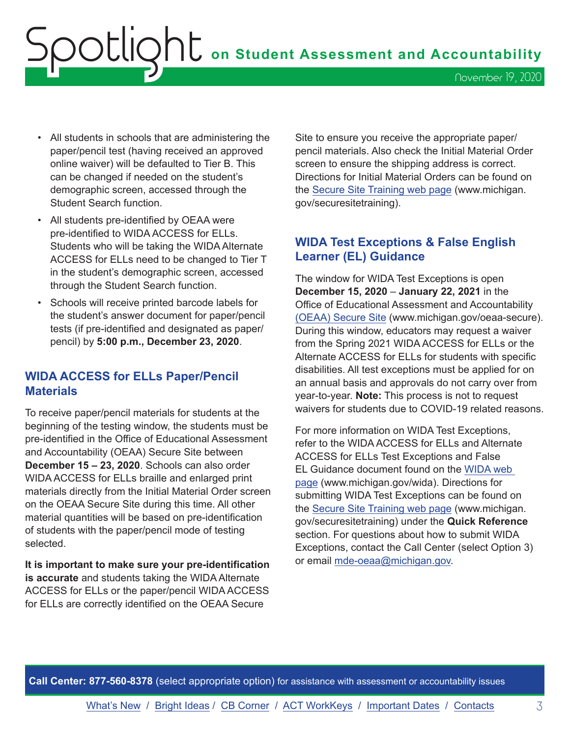- All students in schools that are administering the paper/pencil test (having received an approved online waiver) will be defaulted to Tier B. This can be changed if needed on the student's demographic screen, accessed through the Student Search function.
- All students pre-identified by OEAA were pre-identified to WIDA ACCESS for ELLs. Students who will be taking the WIDA Alternate ACCESS for ELLs need to be changed to Tier T in the student's demographic screen, accessed through the Student Search function.
- Schools will receive printed barcode labels for the student's answer document for paper/pencil tests (if pre-identified and designated as paper/pencil) by **5:00 p.m., December 23, 2020**.

## WIDA ACCESS for ELLs Paper/Pencil Materials

To receive paper/pencil materials for students at the beginning of the testing window, the students must be pre-identified in the Office of Educational Assessment and Accountability (OEAA) Secure Site between **December 15 – 23, 2020**. Schools can also order WIDA ACCESS for ELLs braille and enlarged print materials directly from the Initial Material Order screen on the OEAA Secure Site during this time. All other material quantities will be based on pre-identification of students with the paper/pencil mode of testing selected.

**It is important to make sure your pre-identification is accurate** and students taking the WIDA Alternate ACCESS for ELLs or the paper/pencil WIDA ACCESS for ELLs are correctly identified on the OEAA Secure Site to ensure you receive the appropriate paper/pencil materials. Also check the Initial Material Order screen to ensure the shipping address is correct. Directions for Initial Material Orders can be found on the Secure Site Training web page (www.michigan.gov/securesitetraining).

## WIDA Test Exceptions & False English Learner (EL) Guidance

The window for WIDA Test Exceptions is open **December 15, 2020** – **January 22, 2021** in the Office of Educational Assessment and Accountability (OEAA) Secure Site (www.michigan.gov/oeaa-secure). During this window, educators may request a waiver from the Spring 2021 WIDA ACCESS for ELLs or the Alternate ACCESS for ELLs for students with specific disabilities. All test exceptions must be applied for on an annual basis and approvals do not carry over from year-to-year. **Note:** This process is not to request waivers for students due to COVID-19 related reasons.

For more information on WIDA Test Exceptions, refer to the WIDA ACCESS for ELLs and Alternate ACCESS for ELLs Test Exceptions and False EL Guidance document found on the WIDA web page (www.michigan.gov/wida). Directions for submitting WIDA Test Exceptions can be found on the Secure Site Training web page (www.michigan.gov/securesitetraining) under the **Quick Reference** section. For questions about how to submit WIDA Exceptions, contact the Call Center (select Option 3) or email mde-oeaa@michigan.gov.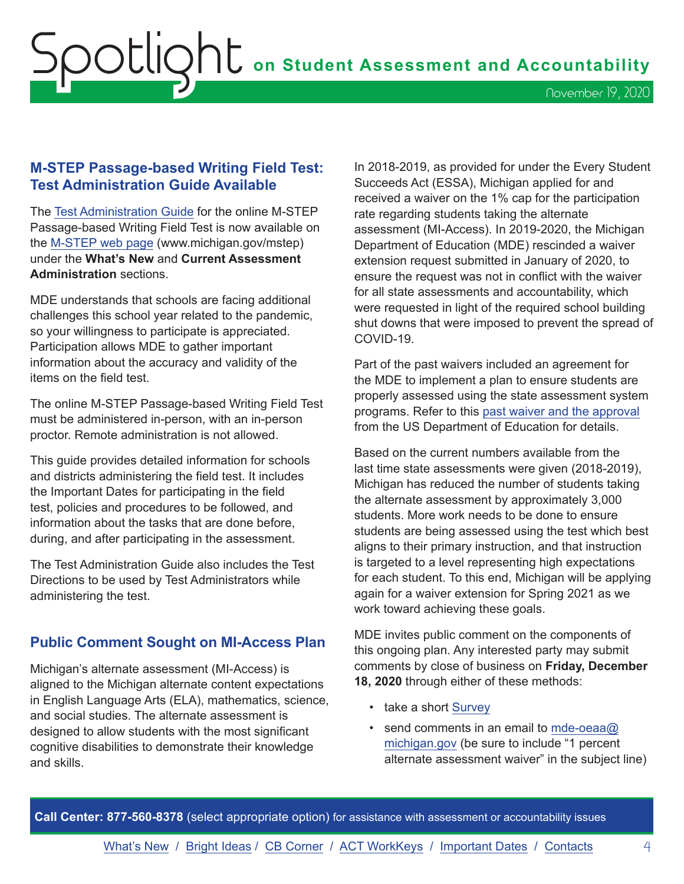## M-STEP Passage-based Writing Field Test: Test Administration Guide Available

The Test Administration Guide for the online M-STEP Passage-based Writing Field Test is now available on the M-STEP web page (www.michigan.gov/mstep) under the **What's New** and **Current Assessment Administration** sections.

MDE understands that schools are facing additional challenges this school year related to the pandemic, so your willingness to participate is appreciated. Participation allows MDE to gather important information about the accuracy and validity of the items on the field test.

The online M-STEP Passage-based Writing Field Test must be administered in-person, with an in-person proctor. Remote administration is not allowed.

This guide provides detailed information for schools and districts administering the field test. It includes the Important Dates for participating in the field test, policies and procedures to be followed, and information about the tasks that are done before, during, and after participating in the assessment.

The Test Administration Guide also includes the Test Directions to be used by Test Administrators while administering the test.

## Public Comment Sought on MI-Access Plan

Michigan's alternate assessment (MI-Access) is aligned to the Michigan alternate content expectations in English Language Arts (ELA), mathematics, science, and social studies. The alternate assessment is designed to allow students with the most significant cognitive disabilities to demonstrate their knowledge and skills.

In 2018-2019, as provided for under the Every Student Succeeds Act (ESSA), Michigan applied for and received a waiver on the 1% cap for the participation rate regarding students taking the alternate assessment (MI-Access). In 2019-2020, the Michigan Department of Education (MDE) rescinded a waiver extension request submitted in January of 2020, to ensure the request was not in conflict with the waiver for all state assessments and accountability, which were requested in light of the required school building shut downs that were imposed to prevent the spread of COVID-19.

Part of the past waivers included an agreement for the MDE to implement a plan to ensure students are properly assessed using the state assessment system programs. Refer to this past waiver and the approval from the US Department of Education for details.

Based on the current numbers available from the last time state assessments were given (2018-2019), Michigan has reduced the number of students taking the alternate assessment by approximately 3,000 students. More work needs to be done to ensure students are being assessed using the test which best aligns to their primary instruction, and that instruction is targeted to a level representing high expectations for each student. To this end, Michigan will be applying again for a waiver extension for Spring 2021 as we work toward achieving these goals.

MDE invites public comment on the components of this ongoing plan. Any interested party may submit comments by close of business on **Friday, December 18, 2020** through either of these methods:

- take a short Survey
- send comments in an email to mde-oeaa@michigan.gov (be sure to include "1 percent alternate assessment waiver" in the subject line)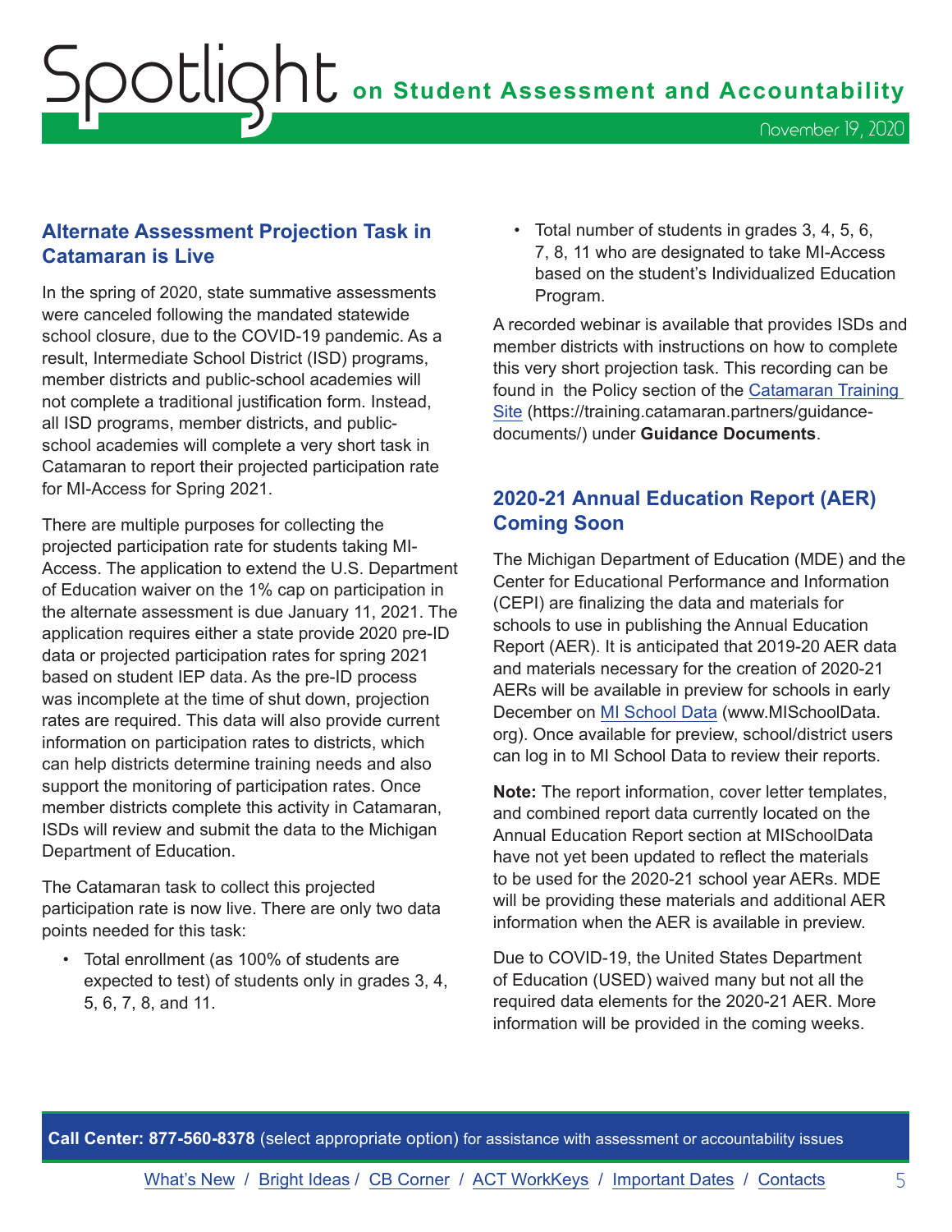## Alternate Assessment Projection Task in Catamaran is Live

In the spring of 2020, state summative assessments were canceled following the mandated statewide school closure, due to the COVID-19 pandemic. As a result, Intermediate School District (ISD) programs, member districts and public-school academies will not complete a traditional justification form. Instead, all ISD programs, member districts, and public-school academies will complete a very short task in Catamaran to report their projected participation rate for MI-Access for Spring 2021.

There are multiple purposes for collecting the projected participation rate for students taking MI-Access. The application to extend the U.S. Department of Education waiver on the 1% cap on participation in the alternate assessment is due January 11, 2021. The application requires either a state provide 2020 pre-ID data or projected participation rates for spring 2021 based on student IEP data. As the pre-ID process was incomplete at the time of shut down, projection rates are required. This data will also provide current information on participation rates to districts, which can help districts determine training needs and also support the monitoring of participation rates. Once member districts complete this activity in Catamaran, ISDs will review and submit the data to the Michigan Department of Education.

The Catamaran task to collect this projected participation rate is now live. There are only two data points needed for this task:

- Total enrollment (as 100% of students are expected to test) of students only in grades 3, 4, 5, 6, 7, 8, and 11.
- Total number of students in grades 3, 4, 5, 6, 7, 8, 11 who are designated to take MI-Access based on the student's Individualized Education Program.

A recorded webinar is available that provides ISDs and member districts with instructions on how to complete this very short projection task. This recording can be found in the Policy section of the Catamaran Training Site (https://training.catamaran.partners/guidance-documents/) under **Guidance Documents**.

## 2020-21 Annual Education Report (AER) Coming Soon

The Michigan Department of Education (MDE) and the Center for Educational Performance and Information (CEPI) are finalizing the data and materials for schools to use in publishing the Annual Education Report (AER). It is anticipated that 2019-20 AER data and materials necessary for the creation of 2020-21 AERs will be available in preview for schools in early December on MI School Data (www.MISchoolData.org). Once available for preview, school/district users can log in to MI School Data to review their reports.

**Note:** The report information, cover letter templates, and combined report data currently located on the Annual Education Report section at MISchoolData have not yet been updated to reflect the materials to be used for the 2020-21 school year AERs. MDE will be providing these materials and additional AER information when the AER is available in preview.

Due to COVID-19, the United States Department of Education (USED) waived many but not all the required data elements for the 2020-21 AER. More information will be provided in the coming weeks.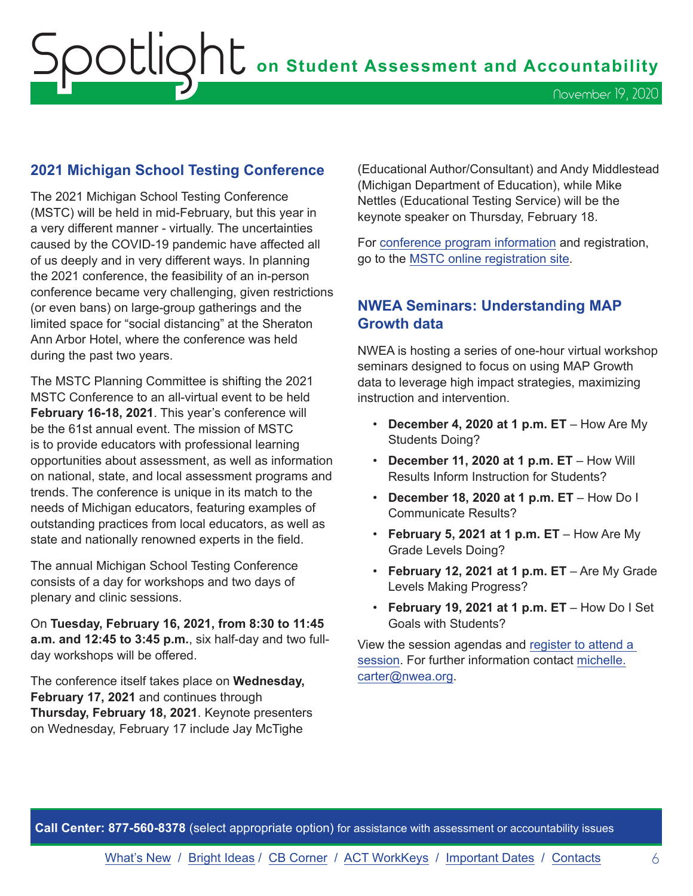## 2021 Michigan School Testing Conference

The 2021 Michigan School Testing Conference (MSTC) will be held in mid-February, but this year in a very different manner - virtually. The uncertainties caused by the COVID-19 pandemic have affected all of us deeply and in very different ways. In planning the 2021 conference, the feasibility of an in-person conference became very challenging, given restrictions (or even bans) on large-group gatherings and the limited space for "social distancing" at the Sheraton Ann Arbor Hotel, where the conference was held during the past two years.

The MSTC Planning Committee is shifting the 2021 MSTC Conference to an all-virtual event to be held **February 16-18, 2021**. This year's conference will be the 61st annual event. The mission of MSTC is to provide educators with professional learning opportunities about assessment, as well as information on national, state, and local assessment programs and trends. The conference is unique in its match to the needs of Michigan educators, featuring examples of outstanding practices from local educators, as well as state and nationally renowned experts in the field.

The annual Michigan School Testing Conference consists of a day for workshops and two days of plenary and clinic sessions.

On **Tuesday, February 16, 2021, from 8:30 to 11:45 a.m. and 12:45 to 3:45 p.m.**, six half-day and two full-day workshops will be offered.

The conference itself takes place on **Wednesday, February 17, 2021** and continues through **Thursday, February 18, 2021**. Keynote presenters on Wednesday, February 17 include Jay McTighe (Educational Author/Consultant) and Andy Middlestead (Michigan Department of Education), while Mike Nettles (Educational Testing Service) will be the keynote speaker on Thursday, February 18.

For conference program information and registration, go to the MSTC online registration site.

## NWEA Seminars: Understanding MAP Growth data

NWEA is hosting a series of one-hour virtual workshop seminars designed to focus on using MAP Growth data to leverage high impact strategies, maximizing instruction and intervention.

- **December 4, 2020 at 1 p.m. ET** – How Are My Students Doing?
- **December 11, 2020 at 1 p.m. ET** – How Will Results Inform Instruction for Students?
- **December 18, 2020 at 1 p.m. ET** – How Do I Communicate Results?
- **February 5, 2021 at 1 p.m. ET** – How Are My Grade Levels Doing?
- **February 12, 2021 at 1 p.m. ET** – Are My Grade Levels Making Progress?
- **February 19, 2021 at 1 p.m. ET** – How Do I Set Goals with Students?

View the session agendas and register to attend a session. For further information contact michelle.carter@nwea.org.

**Call Center: 877-560-8378** (select appropriate option) for assistance with assessment or accountability issues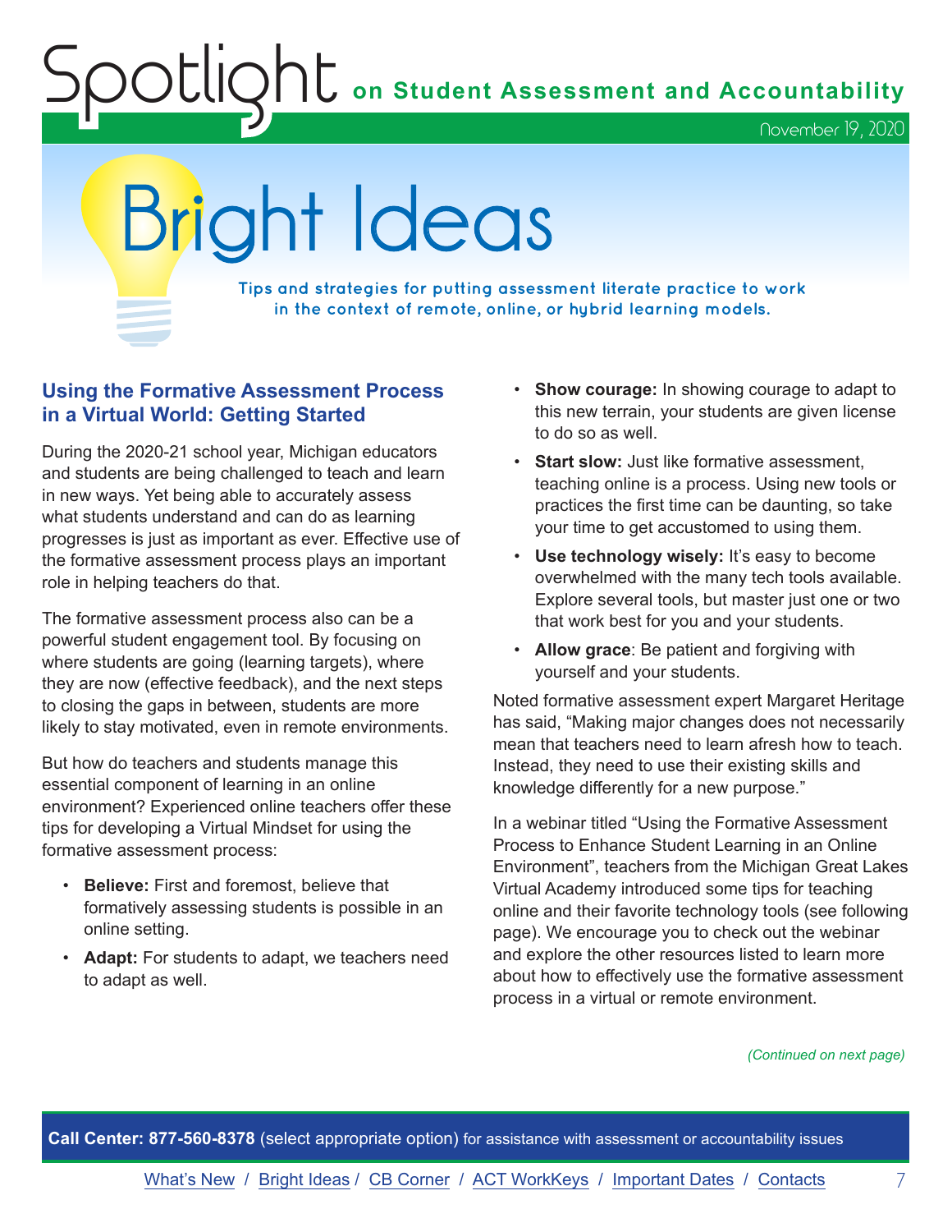# Bright Ideas

**Tips and strategies for putting assessment literate practice to work in the context of remote, online, or hybrid learning models.**

## Using the Formative Assessment Process in a Virtual World: Getting Started

During the 2020-21 school year, Michigan educators and students are being challenged to teach and learn in new ways. Yet being able to accurately assess what students understand and can do as learning progresses is just as important as ever. Effective use of the formative assessment process plays an important role in helping teachers do that.

The formative assessment process also can be a powerful student engagement tool. By focusing on where students are going (learning targets), where they are now (effective feedback), and the next steps to closing the gaps in between, students are more likely to stay motivated, even in remote environments.

But how do teachers and students manage this essential component of learning in an online environment? Experienced online teachers offer these tips for developing a Virtual Mindset for using the formative assessment process:

- **Believe:** First and foremost, believe that formatively assessing students is possible in an online setting.
- **Adapt:** For students to adapt, we teachers need to adapt as well.
- **Show courage:** In showing courage to adapt to this new terrain, your students are given license to do so as well.
- **Start slow:** Just like formative assessment, teaching online is a process. Using new tools or practices the first time can be daunting, so take your time to get accustomed to using them.
- **Use technology wisely:** It's easy to become overwhelmed with the many tech tools available. Explore several tools, but master just one or two that work best for you and your students.
- **Allow grace**: Be patient and forgiving with yourself and your students.

Noted formative assessment expert Margaret Heritage has said, "Making major changes does not necessarily mean that teachers need to learn afresh how to teach. Instead, they need to use their existing skills and knowledge differently for a new purpose."

In a webinar titled "Using the Formative Assessment Process to Enhance Student Learning in an Online Environment", teachers from the Michigan Great Lakes Virtual Academy introduced some tips for teaching online and their favorite technology tools (see following page). We encourage you to check out the webinar and explore the other resources listed to learn more about how to effectively use the formative assessment process in a virtual or remote environment.

*(Continued on next page)*

**Call Center: 877-560-8378** (select appropriate option) for assistance with assessment or accountability issues

What's New / Bright Ideas / CB Corner / ACT WorkKeys / Important Dates / Contacts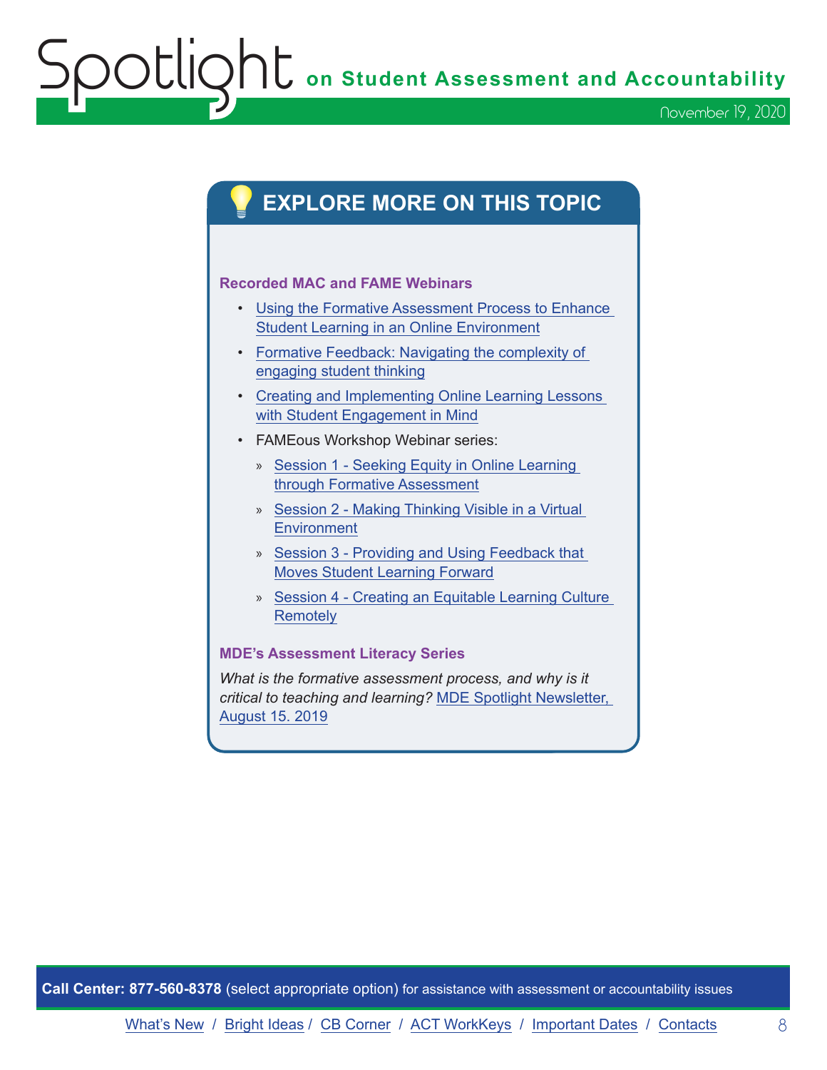## EXPLORE MORE ON THIS TOPIC

### Recorded MAC and FAME Webinars

- Using the Formative Assessment Process to Enhance Student Learning in an Online Environment
- Formative Feedback: Navigating the complexity of engaging student thinking
- Creating and Implementing Online Learning Lessons with Student Engagement in Mind
- FAMEous Workshop Webinar series:
  - Session 1 - Seeking Equity in Online Learning through Formative Assessment
  - Session 2 - Making Thinking Visible in a Virtual Environment
  - Session 3 - Providing and Using Feedback that Moves Student Learning Forward
  - Session 4 - Creating an Equitable Learning Culture Remotely

### MDE's Assessment Literacy Series

*What is the formative assessment process, and why is it critical to teaching and learning?* MDE Spotlight Newsletter, August 15. 2019

**Call Center: 877-560-8378** (select appropriate option) for assistance with assessment or accountability issues

What's New / Bright Ideas / CB Corner / ACT WorkKeys / Important Dates / Contacts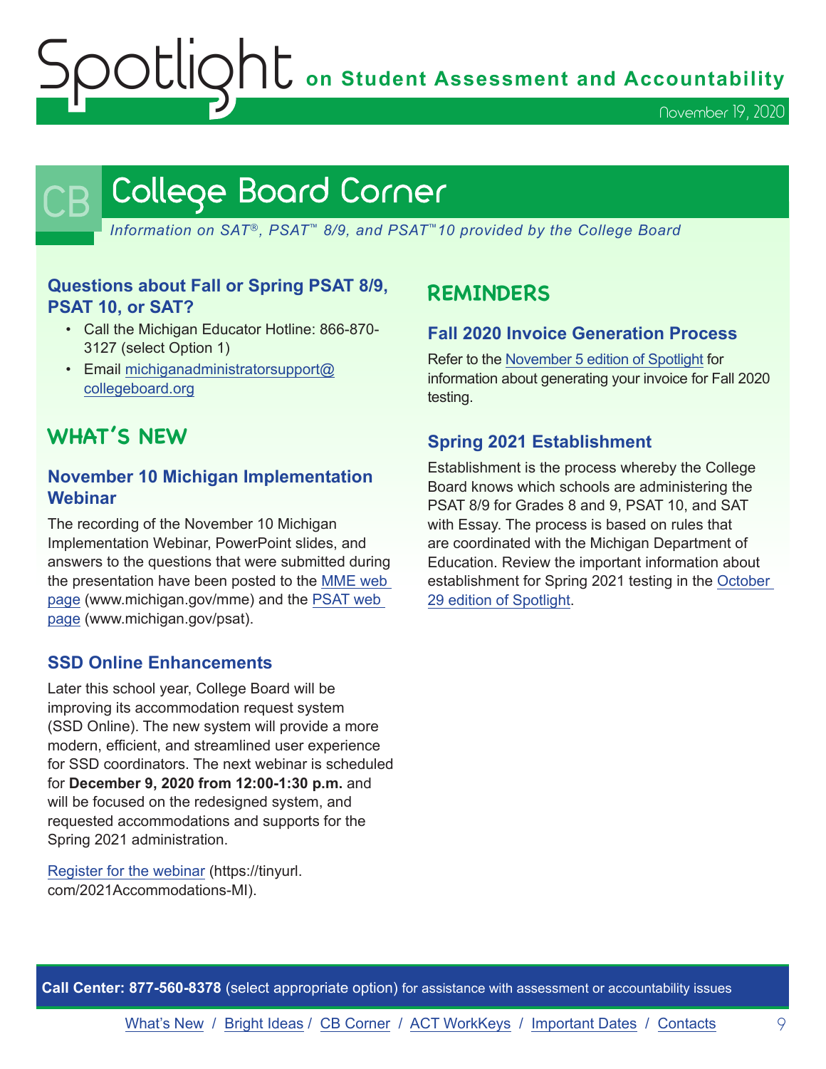# College Board Corner

*Information on SAT®, PSAT™ 8/9, and PSAT™10 provided by the College Board*

### Questions about Fall or Spring PSAT 8/9, PSAT 10, or SAT?

- Call the Michigan Educator Hotline: 866-870-3127 (select Option 1)
- Email michiganadministratorsupport@collegeboard.org

## WHAT'S NEW

### November 10 Michigan Implementation Webinar

The recording of the November 10 Michigan Implementation Webinar, PowerPoint slides, and answers to the questions that were submitted during the presentation have been posted to the MME web page (www.michigan.gov/mme) and the PSAT web page (www.michigan.gov/psat).

### SSD Online Enhancements

Later this school year, College Board will be improving its accommodation request system (SSD Online). The new system will provide a more modern, efficient, and streamlined user experience for SSD coordinators. The next webinar is scheduled for **December 9, 2020 from 12:00-1:30 p.m.** and will be focused on the redesigned system, and requested accommodations and supports for the Spring 2021 administration.

Register for the webinar (https://tinyurl.com/2021Accommodations-MI).

## REMINDERS

### Fall 2020 Invoice Generation Process

Refer to the November 5 edition of Spotlight for information about generating your invoice for Fall 2020 testing.

### Spring 2021 Establishment

Establishment is the process whereby the College Board knows which schools are administering the PSAT 8/9 for Grades 8 and 9, PSAT 10, and SAT with Essay. The process is based on rules that are coordinated with the Michigan Department of Education. Review the important information about establishment for Spring 2021 testing in the October 29 edition of Spotlight.

**Call Center: 877-560-8378** (select appropriate option) for assistance with assessment or accountability issues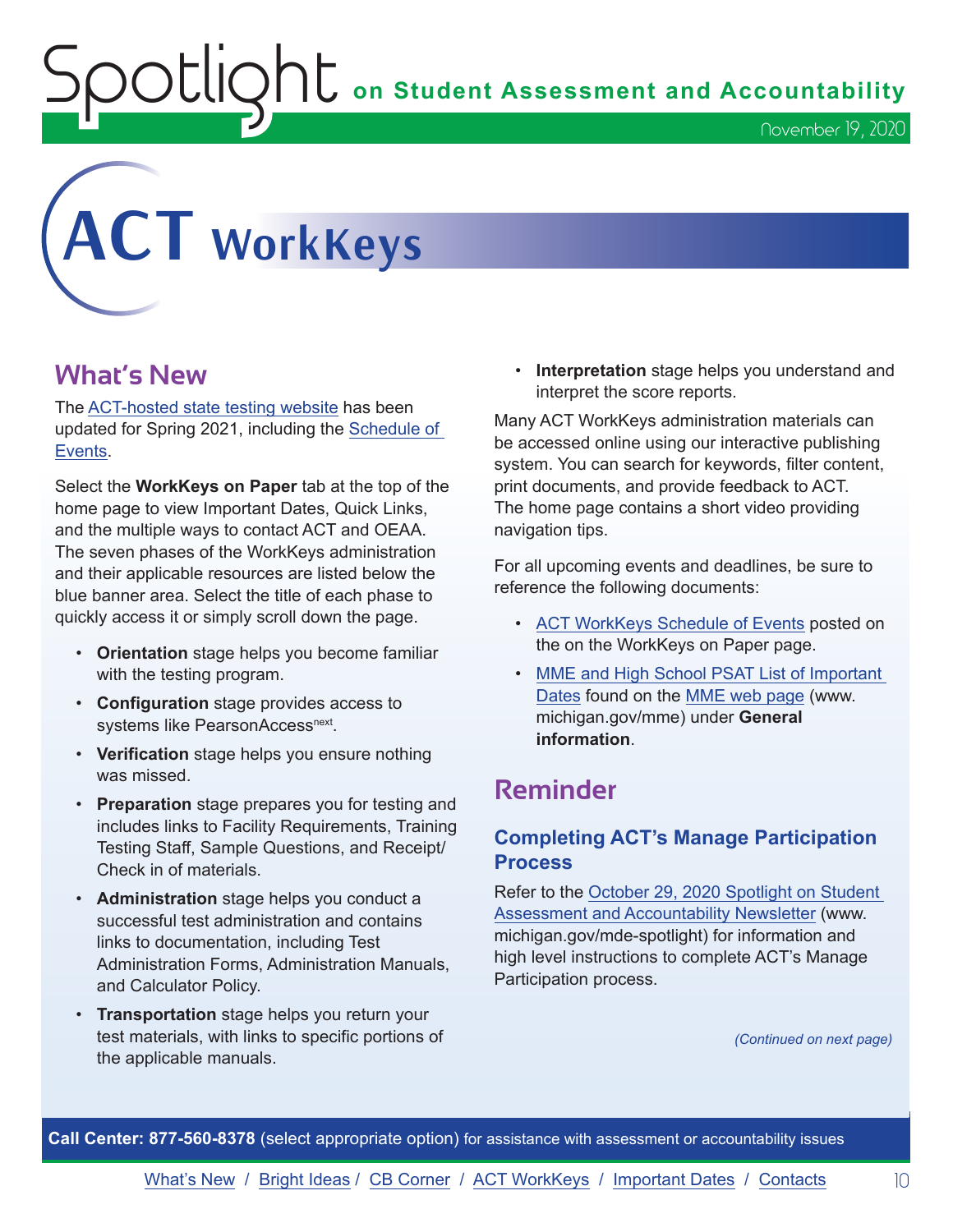# ACT WorkKeys

## What's New

The ACT-hosted state testing website has been updated for Spring 2021, including the Schedule of Events.

Select the **WorkKeys on Paper** tab at the top of the home page to view Important Dates, Quick Links, and the multiple ways to contact ACT and OEAA. The seven phases of the WorkKeys administration and their applicable resources are listed below the blue banner area. Select the title of each phase to quickly access it or simply scroll down the page.

- **Orientation** stage helps you become familiar with the testing program.
- **Configuration** stage provides access to systems like PearsonAccess[next].
- **Verification** stage helps you ensure nothing was missed.
- **Preparation** stage prepares you for testing and includes links to Facility Requirements, Training Testing Staff, Sample Questions, and Receipt/ Check in of materials.
- **Administration** stage helps you conduct a successful test administration and contains links to documentation, including Test Administration Forms, Administration Manuals, and Calculator Policy.
- **Transportation** stage helps you return your test materials, with links to specific portions of the applicable manuals.
- **Interpretation** stage helps you understand and interpret the score reports.

Many ACT WorkKeys administration materials can be accessed online using our interactive publishing system. You can search for keywords, filter content, print documents, and provide feedback to ACT. The home page contains a short video providing navigation tips.

For all upcoming events and deadlines, be sure to reference the following documents:

- ACT WorkKeys Schedule of Events posted on the on the WorkKeys on Paper page.
- MME and High School PSAT List of Important Dates found on the MME web page (www.michigan.gov/mme) under **General information**.

## Reminder

### Completing ACT's Manage Participation Process

Refer to the October 29, 2020 Spotlight on Student Assessment and Accountability Newsletter (www.michigan.gov/mde-spotlight) for information and high level instructions to complete ACT's Manage Participation process.

*(Continued on next page)*

**Call Center: 877-560-8378** (select appropriate option) for assistance with assessment or accountability issues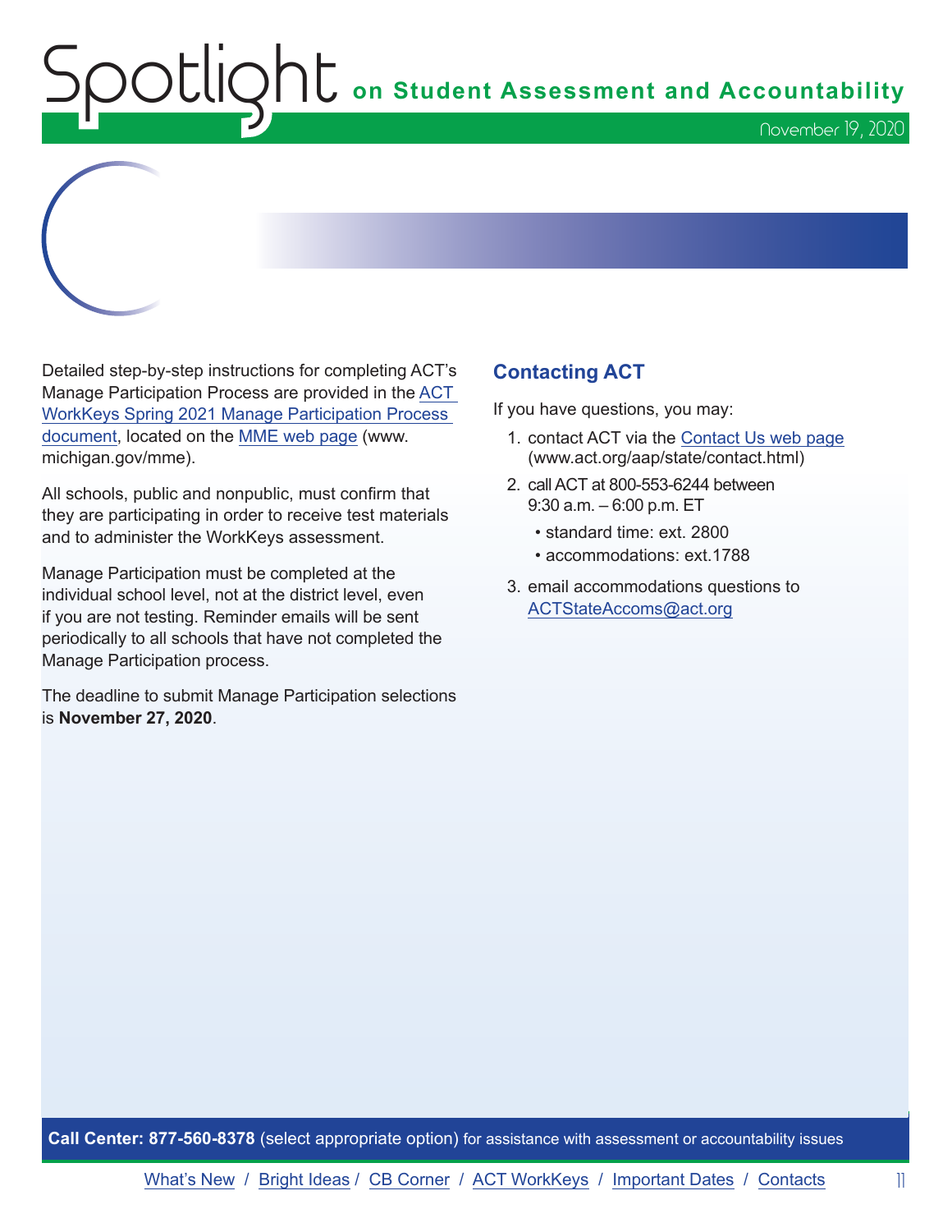Detailed step-by-step instructions for completing ACT's Manage Participation Process are provided in the ACT WorkKeys Spring 2021 Manage Participation Process document, located on the MME web page (www.michigan.gov/mme).

All schools, public and nonpublic, must confirm that they are participating in order to receive test materials and to administer the WorkKeys assessment.

Manage Participation must be completed at the individual school level, not at the district level, even if you are not testing. Reminder emails will be sent periodically to all schools that have not completed the Manage Participation process.

The deadline to submit Manage Participation selections is **November 27, 2020**.

## Contacting ACT

If you have questions, you may:

1. contact ACT via the Contact Us web page (www.act.org/aap/state/contact.html)
2. call ACT at 800-553-6244 between 9:30 a.m. – 6:00 p.m. ET
   - standard time: ext. 2800
   - accommodations: ext.1788
3. email accommodations questions to ACTStateAccoms@act.org

**Call Center: 877-560-8378** (select appropriate option) for assistance with assessment or accountability issues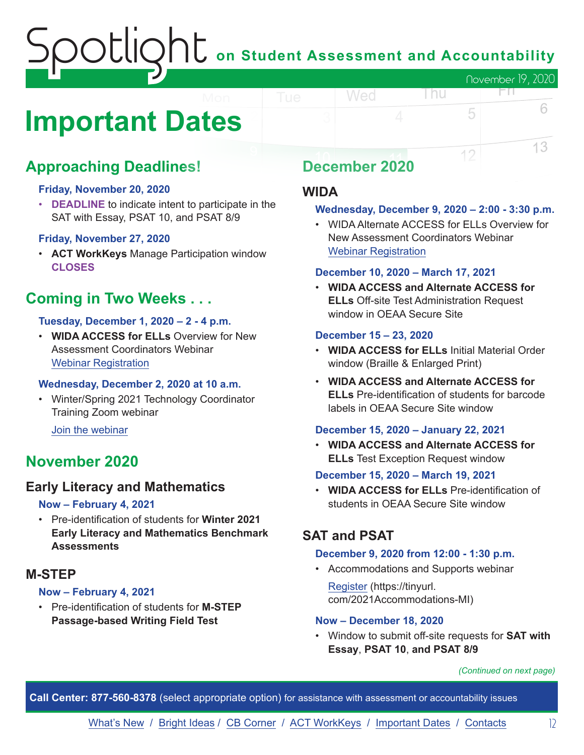# Important Dates

## Approaching Deadlines!

**Friday, November 20, 2020**

- **DEADLINE** to indicate intent to participate in the SAT with Essay, PSAT 10, and PSAT 8/9

**Friday, November 27, 2020**

- **ACT WorkKeys** Manage Participation window **CLOSES**

## Coming in Two Weeks . . .

**Tuesday, December 1, 2020 – 2 - 4 p.m.**

- **WIDA ACCESS for ELLs** Overview for New Assessment Coordinators Webinar
  Webinar Registration

**Wednesday, December 2, 2020 at 10 a.m.**

- Winter/Spring 2021 Technology Coordinator Training Zoom webinar

  Join the webinar

## November 2020

### Early Literacy and Mathematics

**Now – February 4, 2021**

- Pre-identification of students for **Winter 2021 Early Literacy and Mathematics Benchmark Assessments**

### M-STEP

**Now – February 4, 2021**

- Pre-identification of students for **M-STEP Passage-based Writing Field Test**

## December 2020

### WIDA

**Wednesday, December 9, 2020 – 2:00 - 3:30 p.m.**

- WIDA Alternate ACCESS for ELLs Overview for New Assessment Coordinators Webinar
  Webinar Registration

**December 10, 2020 – March 17, 2021**

- **WIDA ACCESS and Alternate ACCESS for ELLs** Off-site Test Administration Request window in OEAA Secure Site

**December 15 – 23, 2020**

- **WIDA ACCESS for ELLs** Initial Material Order window (Braille & Enlarged Print)
- **WIDA ACCESS and Alternate ACCESS for ELLs** Pre-identification of students for barcode labels in OEAA Secure Site window

**December 15, 2020 – January 22, 2021**

- **WIDA ACCESS and Alternate ACCESS for ELLs** Test Exception Request window

**December 15, 2020 – March 19, 2021**

- **WIDA ACCESS for ELLs** Pre-identification of students in OEAA Secure Site window

### SAT and PSAT

**December 9, 2020 from 12:00 - 1:30 p.m.**

- Accommodations and Supports webinar

  Register (https://tinyurl.com/2021Accommodations-MI)

**Now – December 18, 2020**

- Window to submit off-site requests for **SAT with Essay**, **PSAT 10**, and **PSAT 8/9**

*(Continued on next page)*

**Call Center: 877-560-8378** (select appropriate option) for assistance with assessment or accountability issues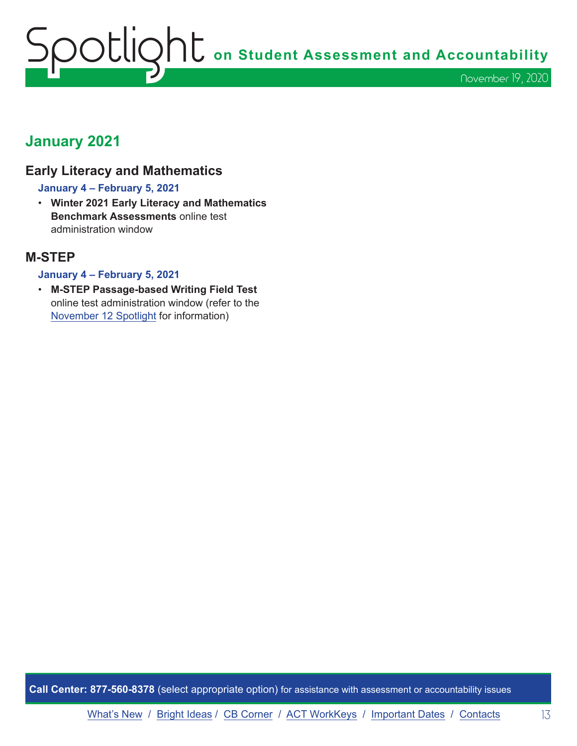## January 2021

### Early Literacy and Mathematics

**January 4 – February 5, 2021**

- **Winter 2021 Early Literacy and Mathematics Benchmark Assessments** online test administration window

### M-STEP

**January 4 – February 5, 2021**

- **M-STEP Passage-based Writing Field Test** online test administration window (refer to the November 12 Spotlight for information)

**Call Center: 877-560-8378** (select appropriate option) for assistance with assessment or accountability issues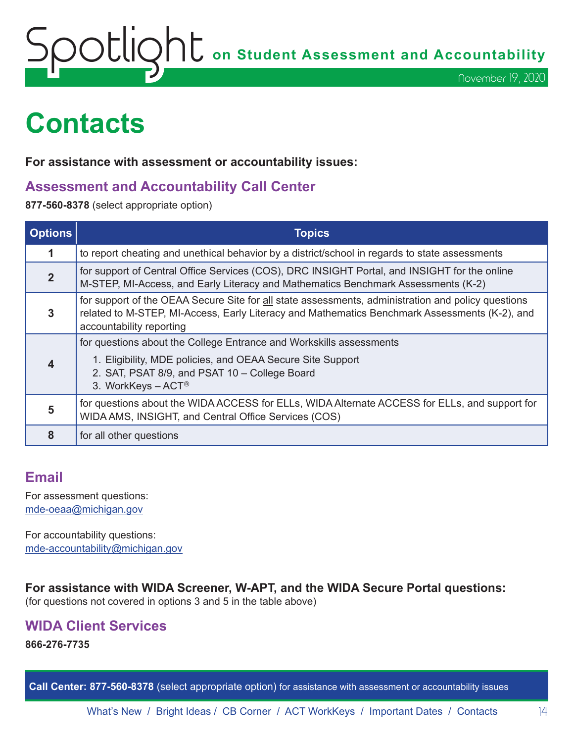# Contacts

**For assistance with assessment or accountability issues:**

## Assessment and Accountability Call Center

**877-560-8378** (select appropriate option)

| Options | Topics |
|---|---|
| **1** | to report cheating and unethical behavior by a district/school in regards to state assessments |
| **2** | for support of Central Office Services (COS), DRC INSIGHT Portal, and INSIGHT for the online M-STEP, MI-Access, and Early Literacy and Mathematics Benchmark Assessments (K-2) |
| **3** | for support of the OEAA Secure Site for all state assessments, administration and policy questions related to M-STEP, MI-Access, Early Literacy and Mathematics Benchmark Assessments (K-2), and accountability reporting |
| **4** | for questions about the College Entrance and Workskills assessments<br>1. Eligibility, MDE policies, and OEAA Secure Site Support<br>2. SAT, PSAT 8/9, and PSAT 10 – College Board<br>3. WorkKeys – ACT® |
| **5** | for questions about the WIDA ACCESS for ELLs, WIDA Alternate ACCESS for ELLs, and support for WIDA AMS, INSIGHT, and Central Office Services (COS) |
| **8** | for all other questions |

## Email

For assessment questions:
mde-oeaa@michigan.gov

For accountability questions:
mde-accountability@michigan.gov

**For assistance with WIDA Screener, W-APT, and the WIDA Secure Portal questions:**
(for questions not covered in options 3 and 5 in the table above)

## WIDA Client Services

**866-276-7735**